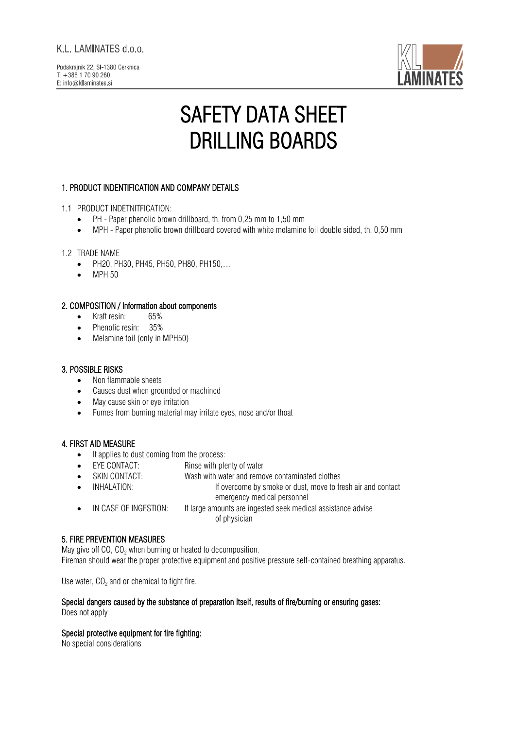K.L. LAMINATES d.o.o.

Podskrajnik 22, SI-1380 Cerknica
T: +386 1 70 90 260
E: info@kllaminates.si

# SAFETY DATA SHEET
# DRILLING BOARDS

## 1. PRODUCT INDENTIFICATION AND COMPANY DETAILS

1.1 PRODUCT INDETNITFICATION:

- PH - Paper phenolic brown drillboard, th. from 0,25 mm to 1,50 mm
- MPH - Paper phenolic brown drillboard covered with white melamine foil double sided, th. 0,50 mm

1.2 TRADE NAME

- PH20, PH30, PH45, PH50, PH80, PH150,…
- MPH 50

## 2. COMPOSITION / Information about components

- Kraft resin: 65%
- Phenolic resin: 35%
- Melamine foil (only in MPH50)

## 3. POSSIBLE RISKS

- Non flammable sheets
- Causes dust when grounded or machined
- May cause skin or eye irritation
- Fumes from burning material may irritate eyes, nose and/or thoat

## 4. FIRST AID MEASURE

- It applies to dust coming from the process:
- EYE CONTACT: Rinse with plenty of water
- SKIN CONTACT: Wash with water and remove contaminated clothes
- INHALATION: If overcome by smoke or dust, move to fresh air and contact emergency medical personnel
- IN CASE OF INGESTION: If large amounts are ingested seek medical assistance advise of physician

## 5. FIRE PREVENTION MEASURES

May give off CO, $CO_2$ when burning or heated to decomposition.
Fireman should wear the proper protective equipment and positive pressure self-contained breathing apparatus.

Use water, $CO_2$ and or chemical to fight fire.

**Special dangers caused by the substance of preparation itself, results of fire/burning or ensuring gases:**
Does not apply

**Special protective equipment for fire fighting:**
No special considerations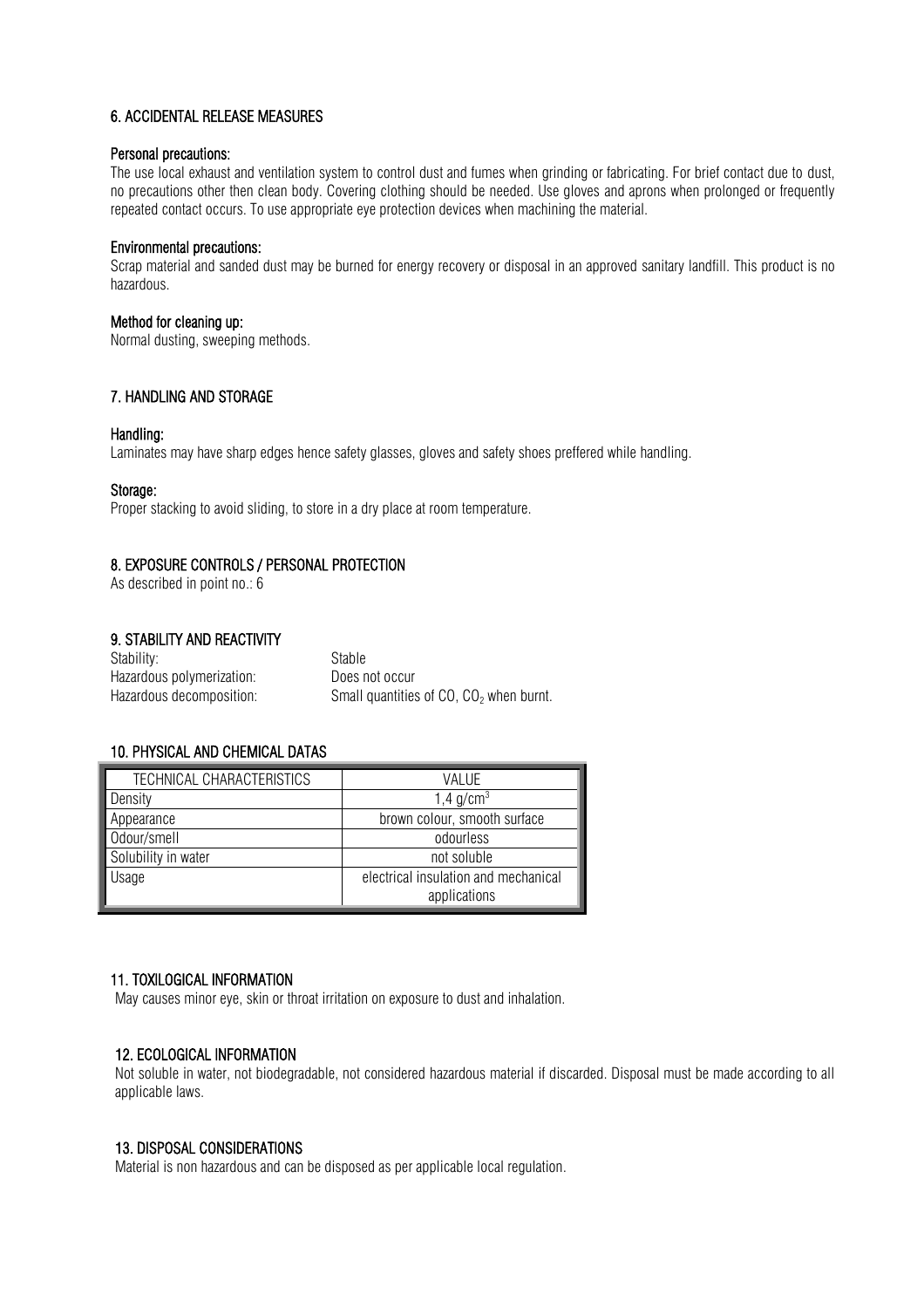## 6. ACCIDENTAL RELEASE MEASURES

### Personal precautions:

The use local exhaust and ventilation system to control dust and fumes when grinding or fabricating. For brief contact due to dust, no precautions other then clean body. Covering clothing should be needed. Use gloves and aprons when prolonged or frequently repeated contact occurs. To use appropriate eye protection devices when machining the material.

### Environmental precautions:

Scrap material and sanded dust may be burned for energy recovery or disposal in an approved sanitary landfill. This product is no hazardous.

### Method for cleaning up:

Normal dusting, sweeping methods.

## 7. HANDLING AND STORAGE

### Handling:

Laminates may have sharp edges hence safety glasses, gloves and safety shoes preffered while handling.

### Storage:

Proper stacking to avoid sliding, to store in a dry place at room temperature.

## 8. EXPOSURE CONTROLS / PERSONAL PROTECTION

As described in point no.: 6

## 9. STABILITY AND REACTIVITY

Stability: Stable
Hazardous polymerization: Does not occur
Hazardous decomposition: Small quantities of CO, $CO_2$ when burnt.

## 10. PHYSICAL AND CHEMICAL DATAS

| TECHNICAL CHARACTERISTICS | VALUE |
|---|---|
| Density | 1,4 $g/cm^3$ |
| Appearance | brown colour, smooth surface |
| Odour/smell | odourless |
| Solubility in water | not soluble |
| Usage | electrical insulation and mechanical applications |

## 11. TOXILOGICAL INFORMATION

May causes minor eye, skin or throat irritation on exposure to dust and inhalation.

## 12. ECOLOGICAL INFORMATION

Not soluble in water, not biodegradable, not considered hazardous material if discarded. Disposal must be made according to all applicable laws.

## 13. DISPOSAL CONSIDERATIONS

Material is non hazardous and can be disposed as per applicable local regulation.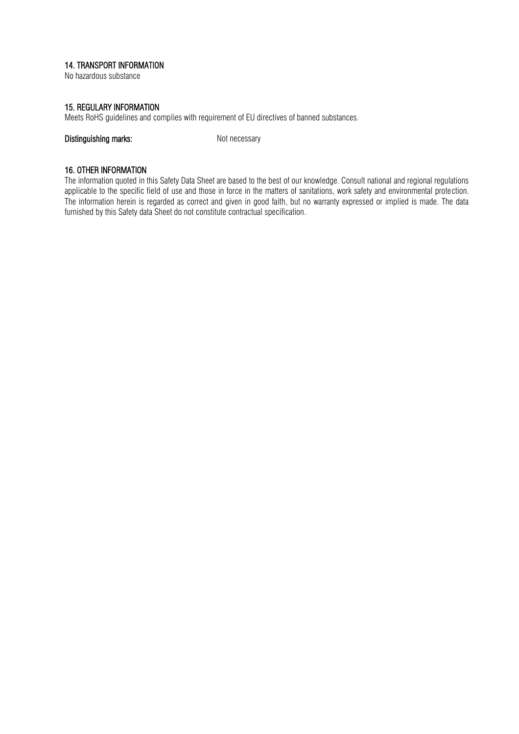## 14. TRANSPORT INFORMATION

No hazardous substance

## 15. REGULARY INFORMATION

Meets RoHS guidelines and complies with requirement of EU directives of banned substances.

**Distinguishing marks:** Not necessary

## 16. OTHER INFORMATION

The information quoted in this Safety Data Sheet are based to the best of our knowledge. Consult national and regional regulations applicable to the specific field of use and those in force in the matters of sanitations, work safety and environmental protection. The information herein is regarded as correct and given in good faith, but no warranty expressed or implied is made. The data furnished by this Safety data Sheet do not constitute contractual specification.